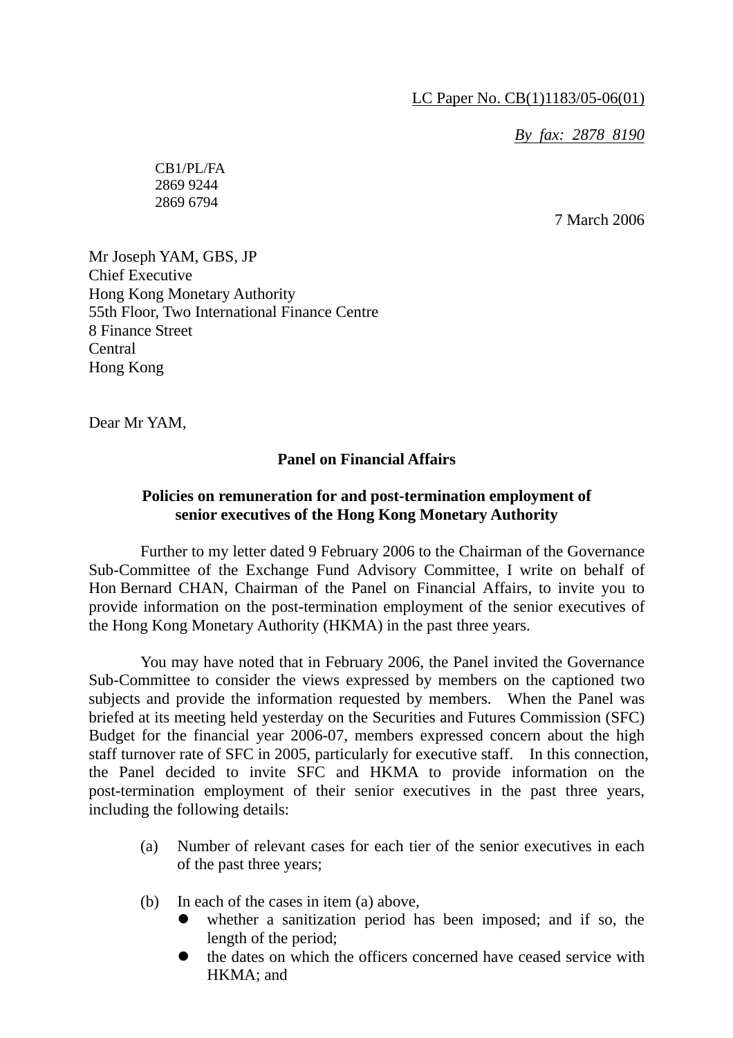LC Paper No. CB(1)1183/05-06(01)

*By fax: 2878 8190*

CB1/PL/FA
2869 9244
2869 6794

7 March 2006

Mr Joseph YAM, GBS, JP
Chief Executive
Hong Kong Monetary Authority
55th Floor, Two International Finance Centre
8 Finance Street
Central
Hong Kong

Dear Mr YAM,

**Panel on Financial Affairs**

**Policies on remuneration for and post-termination employment of senior executives of the Hong Kong Monetary Authority**

Further to my letter dated 9 February 2006 to the Chairman of the Governance Sub-Committee of the Exchange Fund Advisory Committee, I write on behalf of Hon Bernard CHAN, Chairman of the Panel on Financial Affairs, to invite you to provide information on the post-termination employment of the senior executives of the Hong Kong Monetary Authority (HKMA) in the past three years.

You may have noted that in February 2006, the Panel invited the Governance Sub-Committee to consider the views expressed by members on the captioned two subjects and provide the information requested by members. When the Panel was briefed at its meeting held yesterday on the Securities and Futures Commission (SFC) Budget for the financial year 2006-07, members expressed concern about the high staff turnover rate of SFC in 2005, particularly for executive staff. In this connection, the Panel decided to invite SFC and HKMA to provide information on the post-termination employment of their senior executives in the past three years, including the following details:

(a) Number of relevant cases for each tier of the senior executives in each of the past three years;

(b) In each of the cases in item (a) above,
- whether a sanitization period has been imposed; and if so, the length of the period;
- the dates on which the officers concerned have ceased service with HKMA; and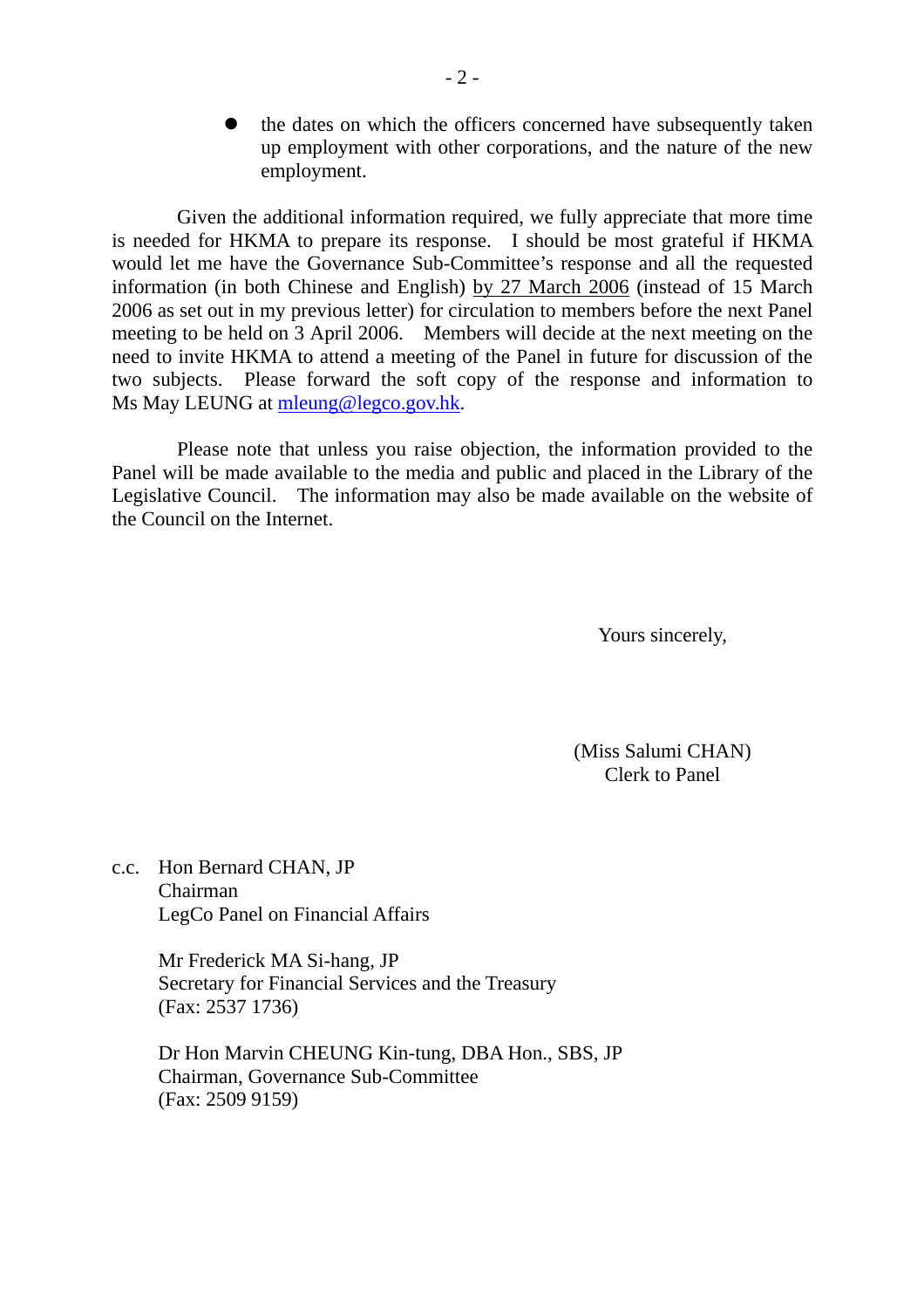- the dates on which the officers concerned have subsequently taken up employment with other corporations, and the nature of the new employment.

Given the additional information required, we fully appreciate that more time is needed for HKMA to prepare its response. I should be most grateful if HKMA would let me have the Governance Sub-Committee's response and all the requested information (in both Chinese and English) by 27 March 2006 (instead of 15 March 2006 as set out in my previous letter) for circulation to members before the next Panel meeting to be held on 3 April 2006. Members will decide at the next meeting on the need to invite HKMA to attend a meeting of the Panel in future for discussion of the two subjects. Please forward the soft copy of the response and information to Ms May LEUNG at mleung@legco.gov.hk.

Please note that unless you raise objection, the information provided to the Panel will be made available to the media and public and placed in the Library of the Legislative Council. The information may also be made available on the website of the Council on the Internet.

Yours sincerely,

(Miss Salumi CHAN)
Clerk to Panel

c.c. Hon Bernard CHAN, JP
Chairman
LegCo Panel on Financial Affairs

Mr Frederick MA Si-hang, JP
Secretary for Financial Services and the Treasury
(Fax: 2537 1736)

Dr Hon Marvin CHEUNG Kin-tung, DBA Hon., SBS, JP
Chairman, Governance Sub-Committee
(Fax: 2509 9159)